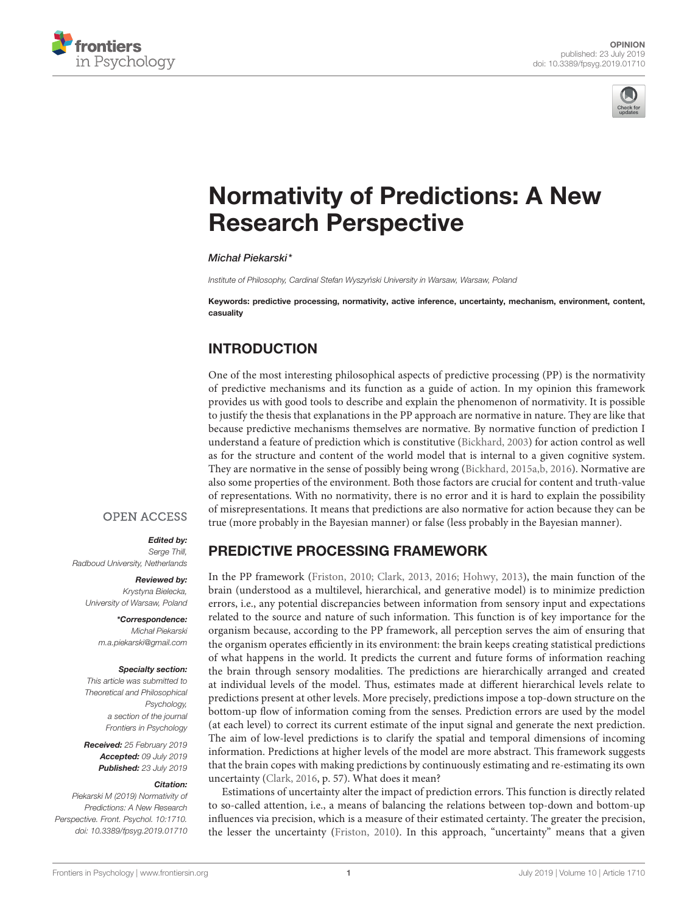OPINION
published: 23 July 2019
doi: 10.3389/fpsyg.2019.01710

# Normativity of Predictions: A New Research Perspective

*Michał Piekarski**

*Institute of Philosophy, Cardinal Stefan Wyszyński University in Warsaw, Warsaw, Poland*

**Keywords: predictive processing, normativity, active inference, uncertainty, mechanism, environment, content, casuality**

OPEN ACCESS

***Edited by:***
*Serge Thill,*
*Radboud University, Netherlands*

***Reviewed by:***
*Krystyna Bielecka,*
*University of Warsaw, Poland*

***\*Correspondence:***
*Michał Piekarski*
*m.a.piekarski@gmail.com*

***Specialty section:***
*This article was submitted to Theoretical and Philosophical Psychology, a section of the journal Frontiers in Psychology*

***Received:*** *25 February 2019*
***Accepted:*** *09 July 2019*
***Published:*** *23 July 2019*

***Citation:***
*Piekarski M (2019) Normativity of Predictions: A New Research Perspective. Front. Psychol. 10:1710. doi: 10.3389/fpsyg.2019.01710*

## INTRODUCTION

One of the most interesting philosophical aspects of predictive processing (PP) is the normativity of predictive mechanisms and its function as a guide of action. In my opinion this framework provides us with good tools to describe and explain the phenomenon of normativity. It is possible to justify the thesis that explanations in the PP approach are normative in nature. They are like that because predictive mechanisms themselves are normative. By normative function of prediction I understand a feature of prediction which is constitutive (Bickhard, 2003) for action control as well as for the structure and content of the world model that is internal to a given cognitive system. They are normative in the sense of possibly being wrong (Bickhard, 2015a,b, 2016). Normative are also some properties of the environment. Both those factors are crucial for content and truth-value of representations. With no normativity, there is no error and it is hard to explain the possibility of misrepresentations. It means that predictions are also normative for action because they can be true (more probably in the Bayesian manner) or false (less probably in the Bayesian manner).

## PREDICTIVE PROCESSING FRAMEWORK

In the PP framework (Friston, 2010; Clark, 2013, 2016; Hohwy, 2013), the main function of the brain (understood as a multilevel, hierarchical, and generative model) is to minimize prediction errors, i.e., any potential discrepancies between information from sensory input and expectations related to the source and nature of such information. This function is of key importance for the organism because, according to the PP framework, all perception serves the aim of ensuring that the organism operates efficiently in its environment: the brain keeps creating statistical predictions of what happens in the world. It predicts the current and future forms of information reaching the brain through sensory modalities. The predictions are hierarchically arranged and created at individual levels of the model. Thus, estimates made at different hierarchical levels relate to predictions present at other levels. More precisely, predictions impose a top-down structure on the bottom-up flow of information coming from the senses. Prediction errors are used by the model (at each level) to correct its current estimate of the input signal and generate the next prediction. The aim of low-level predictions is to clarify the spatial and temporal dimensions of incoming information. Predictions at higher levels of the model are more abstract. This framework suggests that the brain copes with making predictions by continuously estimating and re-estimating its own uncertainty (Clark, 2016, p. 57). What does it mean?

Estimations of uncertainty alter the impact of prediction errors. This function is directly related to so-called attention, i.e., a means of balancing the relations between top-down and bottom-up influences via precision, which is a measure of their estimated certainty. The greater the precision, the lesser the uncertainty (Friston, 2010). In this approach, "uncertainty" means that a given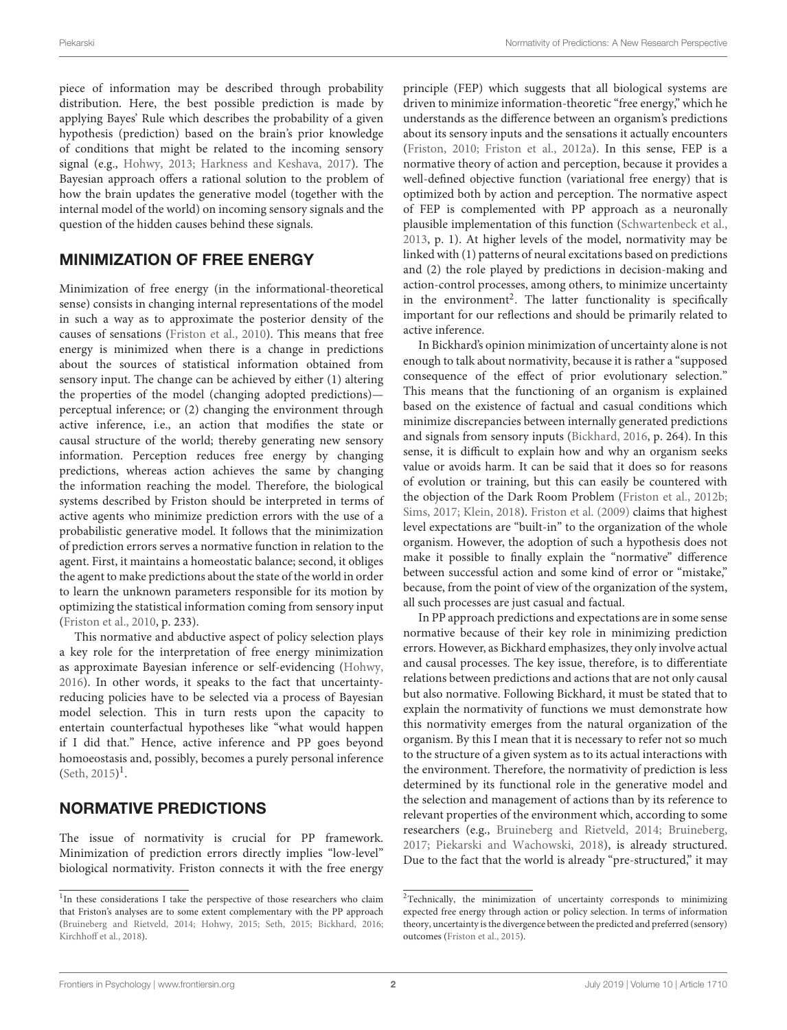piece of information may be described through probability distribution. Here, the best possible prediction is made by applying Bayes' Rule which describes the probability of a given hypothesis (prediction) based on the brain's prior knowledge of conditions that might be related to the incoming sensory signal (e.g., Hohwy, 2013; Harkness and Keshava, 2017). The Bayesian approach offers a rational solution to the problem of how the brain updates the generative model (together with the internal model of the world) on incoming sensory signals and the question of the hidden causes behind these signals.

## MINIMIZATION OF FREE ENERGY

Minimization of free energy (in the informational-theoretical sense) consists in changing internal representations of the model in such a way as to approximate the posterior density of the causes of sensations (Friston et al., 2010). This means that free energy is minimized when there is a change in predictions about the sources of statistical information obtained from sensory input. The change can be achieved by either (1) altering the properties of the model (changing adopted predictions)—perceptual inference; or (2) changing the environment through active inference, i.e., an action that modifies the state or causal structure of the world; thereby generating new sensory information. Perception reduces free energy by changing predictions, whereas action achieves the same by changing the information reaching the model. Therefore, the biological systems described by Friston should be interpreted in terms of active agents who minimize prediction errors with the use of a probabilistic generative model. It follows that the minimization of prediction errors serves a normative function in relation to the agent. First, it maintains a homeostatic balance; second, it obliges the agent to make predictions about the state of the world in order to learn the unknown parameters responsible for its motion by optimizing the statistical information coming from sensory input (Friston et al., 2010, p. 233).

This normative and abductive aspect of policy selection plays a key role for the interpretation of free energy minimization as approximate Bayesian inference or self-evidencing (Hohwy, 2016). In other words, it speaks to the fact that uncertainty-reducing policies have to be selected via a process of Bayesian model selection. This in turn rests upon the capacity to entertain counterfactual hypotheses like "what would happen if I did that." Hence, active inference and PP goes beyond homoeostasis and, possibly, becomes a purely personal inference (Seth, 2015)[1].

## NORMATIVE PREDICTIONS

The issue of normativity is crucial for PP framework. Minimization of prediction errors directly implies "low-level" biological normativity. Friston connects it with the free energy principle (FEP) which suggests that all biological systems are driven to minimize information-theoretic "free energy," which he understands as the difference between an organism's predictions about its sensory inputs and the sensations it actually encounters (Friston, 2010; Friston et al., 2012a). In this sense, FEP is a normative theory of action and perception, because it provides a well-defined objective function (variational free energy) that is optimized both by action and perception. The normative aspect of FEP is complemented with PP approach as a neuronally plausible implementation of this function (Schwartenbeck et al., 2013, p. 1). At higher levels of the model, normativity may be linked with (1) patterns of neural excitations based on predictions and (2) the role played by predictions in decision-making and action-control processes, among others, to minimize uncertainty in the environment[2]. The latter functionality is specifically important for our reflections and should be primarily related to active inference.

In Bickhard's opinion minimization of uncertainty alone is not enough to talk about normativity, because it is rather a "supposed consequence of the effect of prior evolutionary selection." This means that the functioning of an organism is explained based on the existence of factual and casual conditions which minimize discrepancies between internally generated predictions and signals from sensory inputs (Bickhard, 2016, p. 264). In this sense, it is difficult to explain how and why an organism seeks value or avoids harm. It can be said that it does so for reasons of evolution or training, but this can easily be countered with the objection of the Dark Room Problem (Friston et al., 2012b; Sims, 2017; Klein, 2018). Friston et al. (2009) claims that highest level expectations are "built-in" to the organization of the whole organism. However, the adoption of such a hypothesis does not make it possible to finally explain the "normative" difference between successful action and some kind of error or "mistake," because, from the point of view of the organization of the system, all such processes are just casual and factual.

In PP approach predictions and expectations are in some sense normative because of their key role in minimizing prediction errors. However, as Bickhard emphasizes, they only involve actual and causal processes. The key issue, therefore, is to differentiate relations between predictions and actions that are not only causal but also normative. Following Bickhard, it must be stated that to explain the normativity of functions we must demonstrate how this normativity emerges from the natural organization of the organism. By this I mean that it is necessary to refer not so much to the structure of a given system as to its actual interactions with the environment. Therefore, the normativity of prediction is less determined by its functional role in the generative model and the selection and management of actions than by its reference to relevant properties of the environment which, according to some researchers (e.g., Bruineberg and Rietveld, 2014; Bruineberg, 2017; Piekarski and Wachowski, 2018), is already structured. Due to the fact that the world is already "pre-structured," it may

[1] In these considerations I take the perspective of those researchers who claim that Friston's analyses are to some extent complementary with the PP approach (Bruineberg and Rietveld, 2014; Hohwy, 2015; Seth, 2015; Bickhard, 2016; Kirchhoff et al., 2018).

[2] Technically, the minimization of uncertainty corresponds to minimizing expected free energy through action or policy selection. In terms of information theory, uncertainty is the divergence between the predicted and preferred (sensory) outcomes (Friston et al., 2015).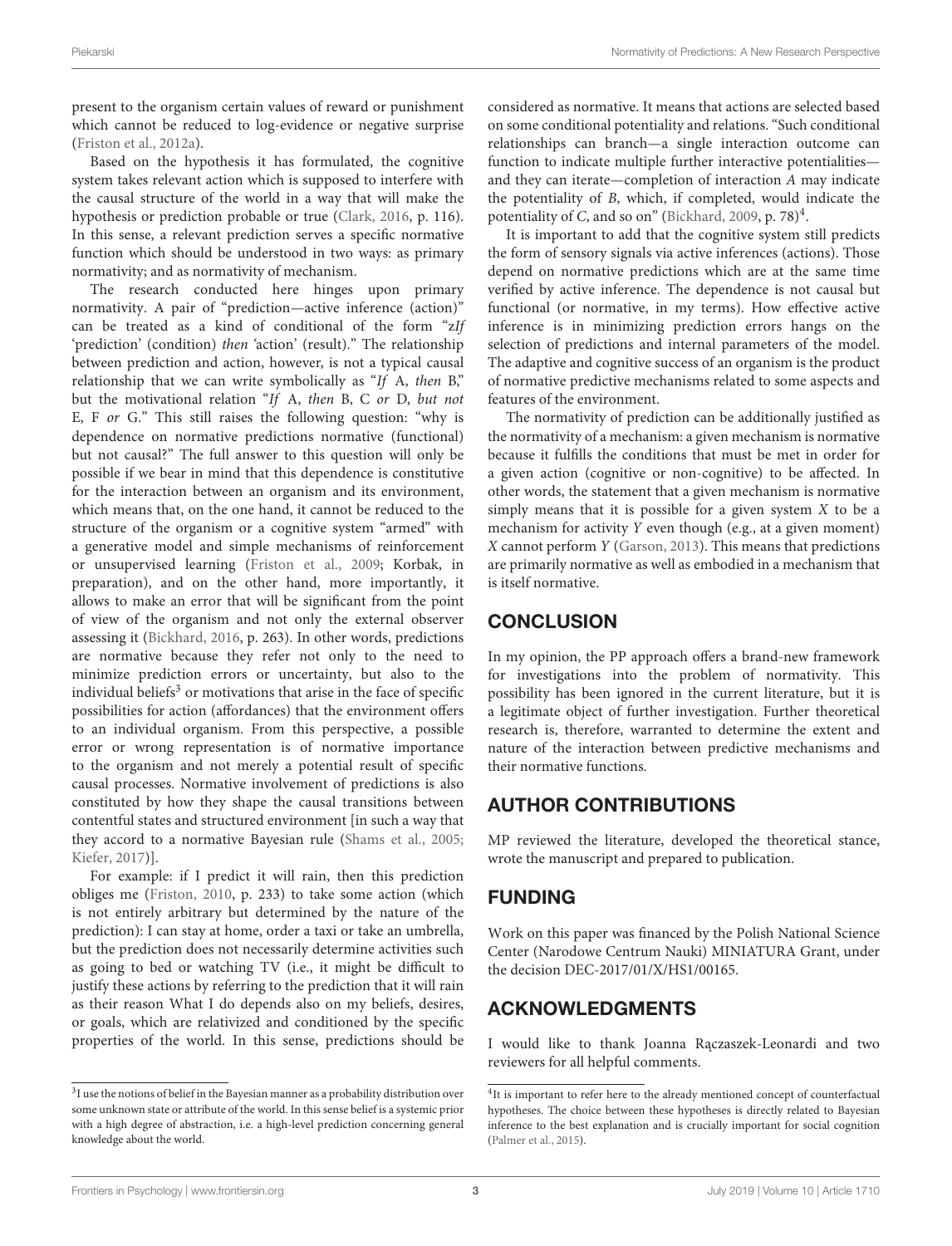present to the organism certain values of reward or punishment which cannot be reduced to log-evidence or negative surprise (Friston et al., 2012a).

Based on the hypothesis it has formulated, the cognitive system takes relevant action which is supposed to interfere with the causal structure of the world in a way that will make the hypothesis or prediction probable or true (Clark, 2016, p. 116). In this sense, a relevant prediction serves a specific normative function which should be understood in two ways: as primary normativity; and as normativity of mechanism.

The research conducted here hinges upon primary normativity. A pair of "prediction—active inference (action)" can be treated as a kind of conditional of the form "z*If* 'prediction' (condition) *then* 'action' (result)." The relationship between prediction and action, however, is not a typical causal relationship that we can write symbolically as "*If* A, *then* B," but the motivational relation "*If* A, *then* B, C *or* D, *but not* E, F *or* G." This still raises the following question: "why is dependence on normative predictions normative (functional) but not causal?" The full answer to this question will only be possible if we bear in mind that this dependence is constitutive for the interaction between an organism and its environment, which means that, on the one hand, it cannot be reduced to the structure of the organism or a cognitive system "armed" with a generative model and simple mechanisms of reinforcement or unsupervised learning (Friston et al., 2009; Korbak, in preparation), and on the other hand, more importantly, it allows to make an error that will be significant from the point of view of the organism and not only the external observer assessing it (Bickhard, 2016, p. 263). In other words, predictions are normative because they refer not only to the need to minimize prediction errors or uncertainty, but also to the individual beliefs[3] or motivations that arise in the face of specific possibilities for action (affordances) that the environment offers to an individual organism. From this perspective, a possible error or wrong representation is of normative importance to the organism and not merely a potential result of specific causal processes. Normative involvement of predictions is also constituted by how they shape the causal transitions between contentful states and structured environment [in such a way that they accord to a normative Bayesian rule (Shams et al., 2005; Kiefer, 2017)].

For example: if I predict it will rain, then this prediction obliges me (Friston, 2010, p. 233) to take some action (which is not entirely arbitrary but determined by the nature of the prediction): I can stay at home, order a taxi or take an umbrella, but the prediction does not necessarily determine activities such as going to bed or watching TV (i.e., it might be difficult to justify these actions by referring to the prediction that it will rain as their reason What I do depends also on my beliefs, desires, or goals, which are relativized and conditioned by the specific properties of the world. In this sense, predictions should be considered as normative. It means that actions are selected based on some conditional potentiality and relations. "Such conditional relationships can branch—a single interaction outcome can function to indicate multiple further interactive potentialities—and they can iterate—completion of interaction *A* may indicate the potentiality of *B*, which, if completed, would indicate the potentiality of *C*, and so on" (Bickhard, 2009, p. 78)[4].

It is important to add that the cognitive system still predicts the form of sensory signals via active inferences (actions). Those depend on normative predictions which are at the same time verified by active inference. The dependence is not causal but functional (or normative, in my terms). How effective active inference is in minimizing prediction errors hangs on the selection of predictions and internal parameters of the model. The adaptive and cognitive success of an organism is the product of normative predictive mechanisms related to some aspects and features of the environment.

The normativity of prediction can be additionally justified as the normativity of a mechanism: a given mechanism is normative because it fulfills the conditions that must be met in order for a given action (cognitive or non-cognitive) to be affected. In other words, the statement that a given mechanism is normative simply means that it is possible for a given system *X* to be a mechanism for activity *Y* even though (e.g., at a given moment) *X* cannot perform *Y* (Garson, 2013). This means that predictions are primarily normative as well as embodied in a mechanism that is itself normative.

## CONCLUSION

In my opinion, the PP approach offers a brand-new framework for investigations into the problem of normativity. This possibility has been ignored in the current literature, but it is a legitimate object of further investigation. Further theoretical research is, therefore, warranted to determine the extent and nature of the interaction between predictive mechanisms and their normative functions.

## AUTHOR CONTRIBUTIONS

MP reviewed the literature, developed the theoretical stance, wrote the manuscript and prepared to publication.

## FUNDING

Work on this paper was financed by the Polish National Science Center (Narodowe Centrum Nauki) MINIATURA Grant, under the decision DEC-2017/01/X/HS1/00165.

## ACKNOWLEDGMENTS

I would like to thank Joanna Rączaszek-Leonardi and two reviewers for all helpful comments.

---

[3] I use the notions of belief in the Bayesian manner as a probability distribution over some unknown state or attribute of the world. In this sense belief is a systemic prior with a high degree of abstraction, i.e. a high-level prediction concerning general knowledge about the world.

[4] It is important to refer here to the already mentioned concept of counterfactual hypotheses. The choice between these hypotheses is directly related to Bayesian inference to the best explanation and is crucially important for social cognition (Palmer et al., 2015).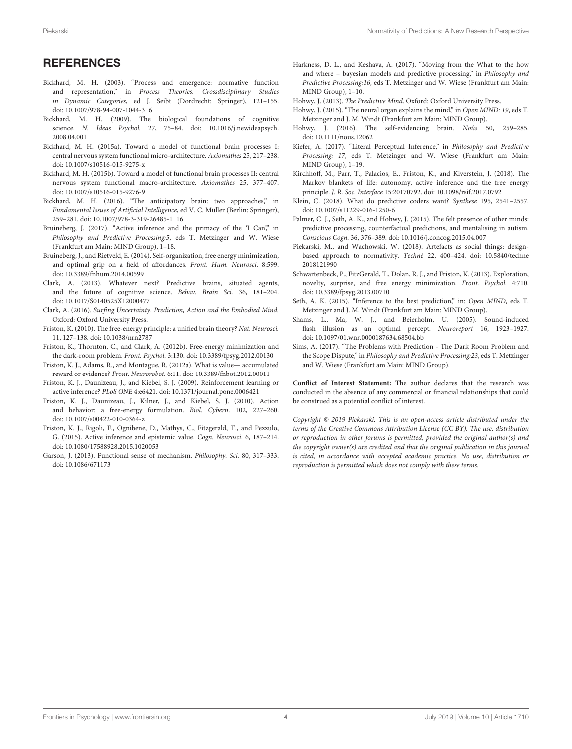## REFERENCES

Bickhard, M. H. (2003). "Process and emergence: normative function and representation," in *Process Theories. Crossdisciplinary Studies in Dynamic Categories*, ed J. Seibt (Dordrecht: Springer), 121–155. doi: 10.1007/978-94-007-1044-3_6

Bickhard, M. H. (2009). The biological foundations of cognitive science. *N. Ideas Psychol.* 27, 75–84. doi: 10.1016/j.newideapsych.2008.04.001

Bickhard, M. H. (2015a). Toward a model of functional brain processes I: central nervous system functional micro-architecture. *Axiomathes* 25, 217–238. doi: 10.1007/s10516-015-9275-x

Bickhard, M. H. (2015b). Toward a model of functional brain processes II: central nervous system functional macro-architecture. *Axiomathes* 25, 377–407. doi: 10.1007/s10516-015-9276-9

Bickhard, M. H. (2016). "The anticipatory brain: two approaches," in *Fundamental Issues of Artificial Intelligence*, ed V. C. Müller (Berlin: Springer), 259–281. doi: 10.1007/978-3-319-26485-1_16

Bruineberg, J. (2017). "Active inference and the primacy of the 'I Can'," in *Philosophy and Predictive Processing:5*, eds T. Metzinger and W. Wiese (Frankfurt am Main: MIND Group), 1–18.

Bruineberg, J., and Rietveld, E. (2014). Self-organization, free energy minimization, and optimal grip on a field of affordances. *Front. Hum. Neurosci.* 8:599. doi: 10.3389/fnhum.2014.00599

Clark, A. (2013). Whatever next? Predictive brains, situated agents, and the future of cognitive science. *Behav. Brain Sci.* 36, 181–204. doi: 10.1017/S0140525X12000477

Clark, A. (2016). *Surfing Uncertainty. Prediction, Action and the Embodied Mind.* Oxford: Oxford University Press.

Friston, K. (2010). The free-energy principle: a unified brain theory? *Nat. Neurosci.* 11, 127–138. doi: 10.1038/nrn2787

Friston, K., Thornton, C., and Clark, A. (2012b). Free-energy minimization and the dark-room problem. *Front. Psychol.* 3:130. doi: 10.3389/fpsyg.2012.00130

Friston, K. J., Adams, R., and Montague, R. (2012a). What is value— accumulated reward or evidence? *Front. Neurorobot.* 6:11. doi: 10.3389/fnbot.2012.00011

Friston, K. J., Daunizeau, J., and Kiebel, S. J. (2009). Reinforcement learning or active inference? *PLoS ONE* 4:e6421. doi: 10.1371/journal.pone.0006421

Friston, K. J., Daunizeau, J., Kilner, J., and Kiebel, S. J. (2010). Action and behavior: a free-energy formulation. *Biol. Cybern.* 102, 227–260. doi: 10.1007/s00422-010-0364-z

Friston, K. J., Rigoli, F., Ognibene, D., Mathys, C., Fitzgerald, T., and Pezzulo, G. (2015). Active inference and epistemic value. *Cogn. Neurosci.* 6, 187–214. doi: 10.1080/17588928.2015.1020053

Garson, J. (2013). Functional sense of mechanism. *Philosophy. Sci.* 80, 317–333. doi: 10.1086/671173

Harkness, D. L., and Keshava, A. (2017). "Moving from the What to the how and where – bayesian models and predictive processing," in *Philosophy and Predictive Processing:16*, eds T. Metzinger and W. Wiese (Frankfurt am Main: MIND Group), 1–10.

Hohwy, J. (2013). *The Predictive Mind*. Oxford: Oxford University Press.

Hohwy, J. (2015). "The neural organ explains the mind," in *Open MIND: 19*, eds T. Metzinger and J. M. Windt (Frankfurt am Main: MIND Group).

Hohwy, J. (2016). The self-evidencing brain. *Noûs* 50, 259–285. doi: 10.1111/nous.12062

Kiefer, A. (2017). "Literal Perceptual Inference," in *Philosophy and Predictive Processing: 17*, eds T. Metzinger and W. Wiese (Frankfurt am Main: MIND Group), 1–19.

Kirchhoff, M., Parr, T., Palacios, E., Friston, K., and Kiverstein, J. (2018). The Markov blankets of life: autonomy, active inference and the free energy principle. *J. R. Soc. Interface* 15:20170792. doi: 10.1098/rsif.2017.0792

Klein, C. (2018). What do predictive coders want? *Synthese* 195, 2541–2557. doi: 10.1007/s11229-016-1250-6

Palmer, C. J., Seth, A. K., and Hohwy, J. (2015). The felt presence of other minds: predictive processing, counterfactual predictions, and mentalising in autism. *Conscious Cogn.* 36, 376–389. doi: 10.1016/j.concog.2015.04.007

Piekarski, M., and Wachowski, W. (2018). Artefacts as social things: design-based approach to normativity. *Techné* 22, 400–424. doi: 10.5840/techne2018121990

Schwartenbeck, P., FitzGerald, T., Dolan, R. J., and Friston, K. (2013). Exploration, novelty, surprise, and free energy minimization. *Front. Psychol.* 4:710. doi: 10.3389/fpsyg.2013.00710

Seth, A. K. (2015). "Inference to the best prediction," in: *Open MIND*, eds T. Metzinger and J. M. Windt (Frankfurt am Main: MIND Group).

Shams, L., Ma, W. J., and Beierholm, U. (2005). Sound-induced flash illusion as an optimal percept. *Neuroreport* 16, 1923–1927. doi: 10.1097/01.wnr.0000187634.68504.bb

Sims, A. (2017). "The Problems with Prediction - The Dark Room Problem and the Scope Dispute," in *Philosophy and Predictive Processing:23*, eds T. Metzinger and W. Wiese (Frankfurt am Main: MIND Group).

**Conflict of Interest Statement:** The author declares that the research was conducted in the absence of any commercial or financial relationships that could be construed as a potential conflict of interest.

*Copyright © 2019 Piekarski. This is an open-access article distributed under the terms of the Creative Commons Attribution License (CC BY). The use, distribution or reproduction in other forums is permitted, provided the original author(s) and the copyright owner(s) are credited and that the original publication in this journal is cited, in accordance with accepted academic practice. No use, distribution or reproduction is permitted which does not comply with these terms.*